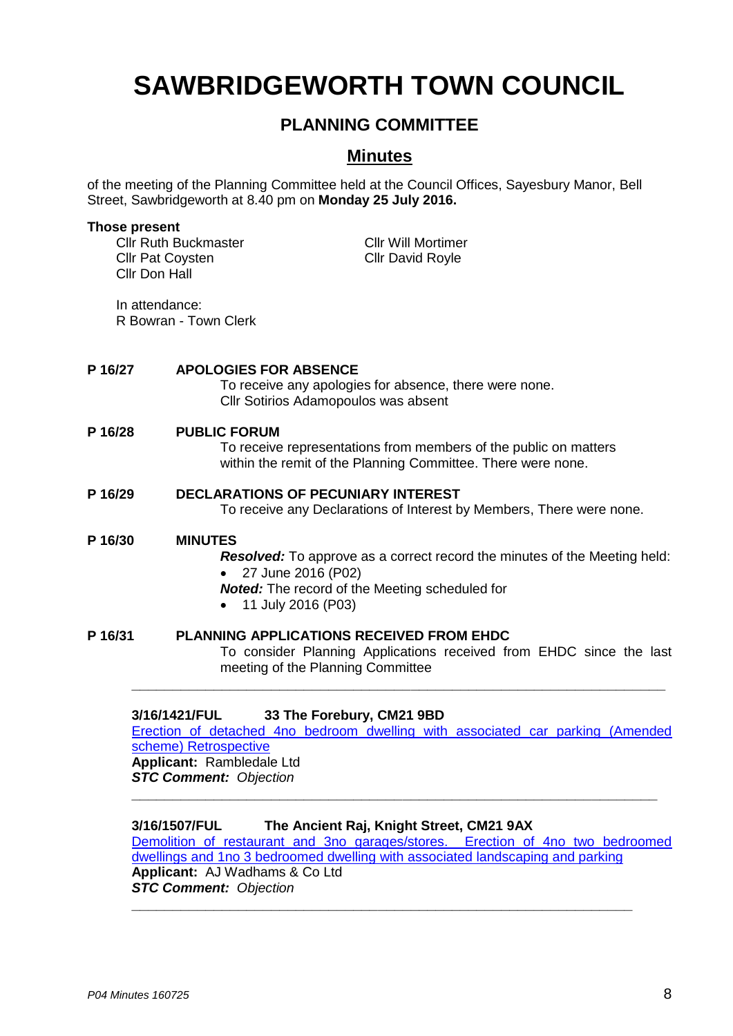# SAWBRIDGEWORTH TOWN COUNCIL

## PLANNING COMMITTEE

## Minutes

of the meeting of the Planning Committee held at the Council Offices, Sayesbury Manor, Bell Street, Sawbridgeworth at 8.40 pm on **Monday 25 July 2016.**

**Those present**

Cllr Ruth Buckmaster
Cllr Pat Coysten
Cllr Don Hall
Cllr Will Mortimer
Cllr David Royle

In attendance:
R Bowran - Town Clerk

**P 16/27 APOLOGIES FOR ABSENCE**

To receive any apologies for absence, there were none.
Cllr Sotirios Adamopoulos was absent

**P 16/28 PUBLIC FORUM**

To receive representations from members of the public on matters within the remit of the Planning Committee. There were none.

**P 16/29 DECLARATIONS OF PECUNIARY INTEREST**

To receive any Declarations of Interest by Members, There were none.

**P 16/30 MINUTES**

***Resolved:*** To approve as a correct record the minutes of the Meeting held:

- 27 June 2016 (P02)

***Noted:*** The record of the Meeting scheduled for

- 11 July 2016 (P03)

**P 16/31 PLANNING APPLICATIONS RECEIVED FROM EHDC**

To consider Planning Applications received from EHDC since the last meeting of the Planning Committee

---

**3/16/1421/FUL 33 The Forebury, CM21 9BD**

Erection of detached 4no bedroom dwelling with associated car parking (Amended scheme) Retrospective

**Applicant:** Rambledale Ltd

***STC Comment:*** *Objection*

---

**3/16/1507/FUL The Ancient Raj, Knight Street, CM21 9AX**

Demolition of restaurant and 3no garages/stores. Erection of 4no two bedroomed dwellings and 1no 3 bedroomed dwelling with associated landscaping and parking

**Applicant:** AJ Wadhams & Co Ltd

***STC Comment:*** *Objection*

---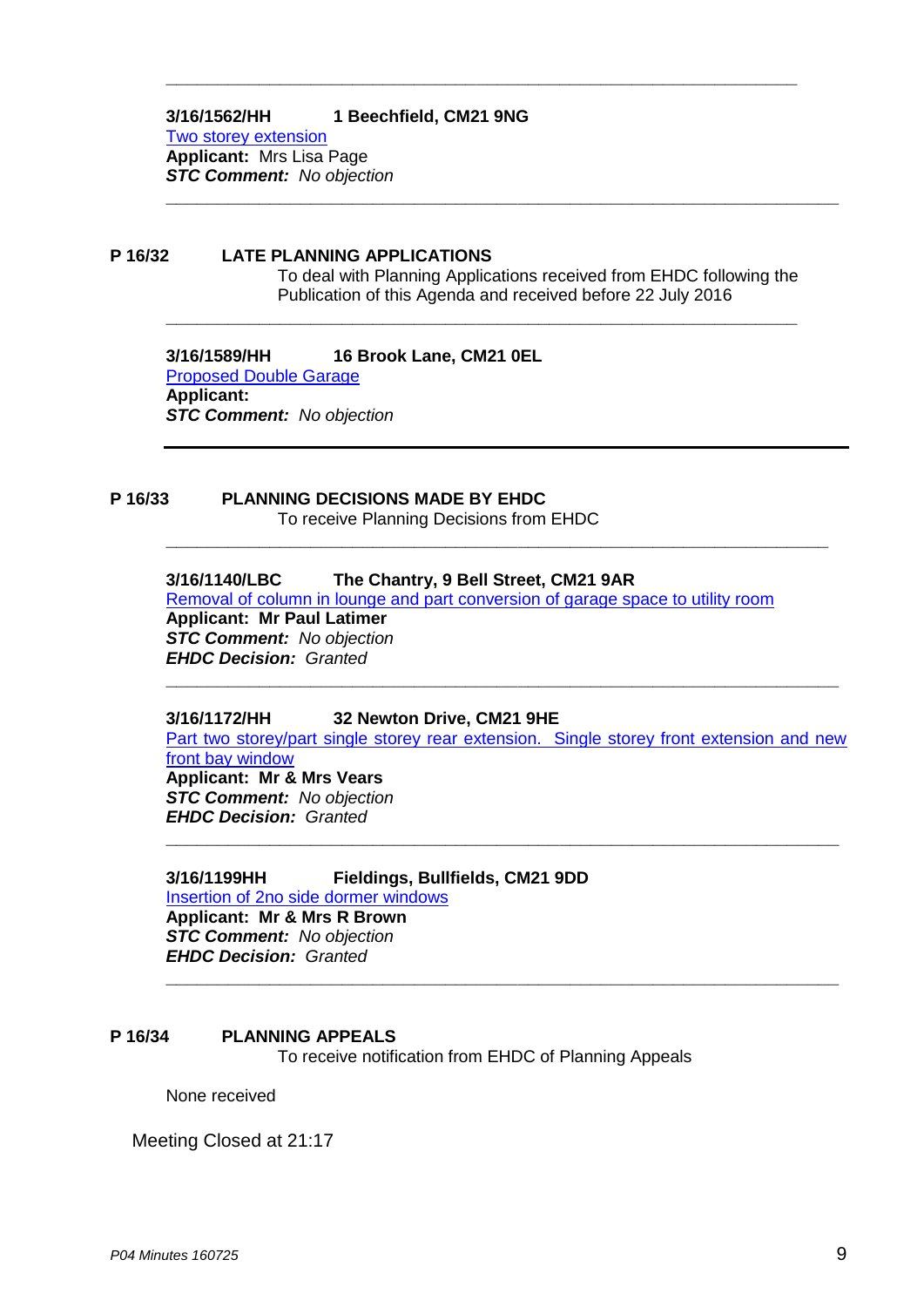---

**3/16/1562/HH 1 Beechfield, CM21 9NG**
Two storey extension
**Applicant:** Mrs Lisa Page
***STC Comment:*** *No objection*

---

**P 16/32 LATE PLANNING APPLICATIONS**

To deal with Planning Applications received from EHDC following the Publication of this Agenda and received before 22 July 2016

---

**3/16/1589/HH 16 Brook Lane, CM21 0EL**
Proposed Double Garage
**Applicant:**
***STC Comment:*** *No objection*

---

**P 16/33 PLANNING DECISIONS MADE BY EHDC**

To receive Planning Decisions from EHDC

---

**3/16/1140/LBC The Chantry, 9 Bell Street, CM21 9AR**
Removal of column in lounge and part conversion of garage space to utility room
**Applicant: Mr Paul Latimer**
***STC Comment:*** *No objection*
***EHDC Decision:*** *Granted*

---

**3/16/1172/HH 32 Newton Drive, CM21 9HE**
Part two storey/part single storey rear extension. Single storey front extension and new front bay window
**Applicant: Mr & Mrs Vears**
***STC Comment:*** *No objection*
***EHDC Decision:*** *Granted*

---

**3/16/1199HH Fieldings, Bullfields, CM21 9DD**
Insertion of 2no side dormer windows
**Applicant: Mr & Mrs R Brown**
***STC Comment:*** *No objection*
***EHDC Decision:*** *Granted*

---

**P 16/34 PLANNING APPEALS**

To receive notification from EHDC of Planning Appeals

None received

Meeting Closed at 21:17